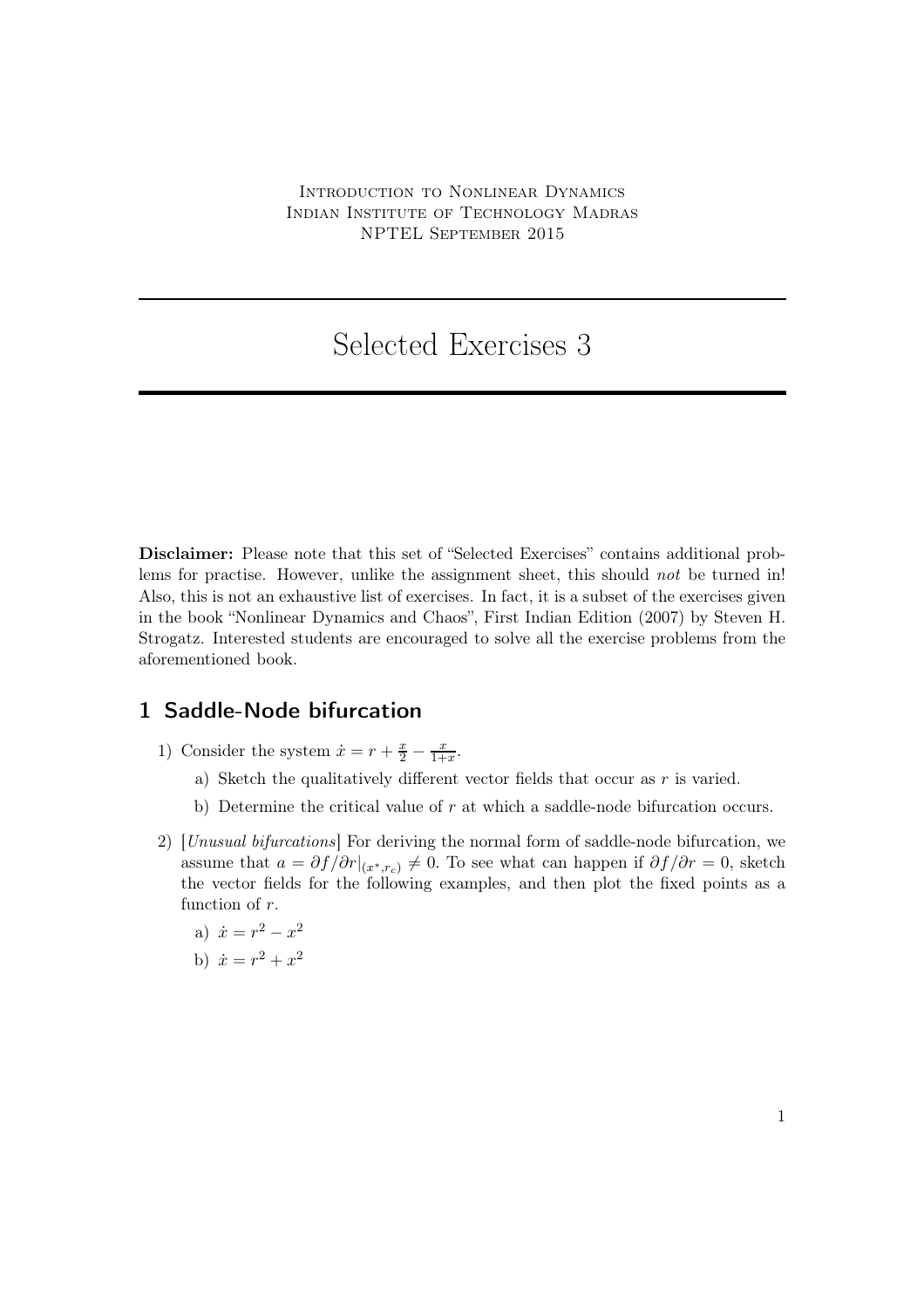Introduction to Nonlinear Dynamics
Indian Institute of Technology Madras
NPTEL September 2015

# Selected Exercises 3

**Disclaimer:** Please note that this set of "Selected Exercises" contains additional problems for practise. However, unlike the assignment sheet, this should *not* be turned in! Also, this is not an exhaustive list of exercises. In fact, it is a subset of the exercises given in the book "Nonlinear Dynamics and Chaos", First Indian Edition (2007) by Steven H. Strogatz. Interested students are encouraged to solve all the exercise problems from the aforementioned book.

## 1 Saddle-Node bifurcation

1) Consider the system $\dot{x} = r + \frac{x}{2} - \frac{x}{1+x}$.

   a) Sketch the qualitatively different vector fields that occur as $r$ is varied.

   b) Determine the critical value of $r$ at which a saddle-node bifurcation occurs.

2) [*Unusual bifurcations*] For deriving the normal form of saddle-node bifurcation, we assume that $a = \partial f / \partial r|_{(x^*, r_c)} \neq 0$. To see what can happen if $\partial f / \partial r = 0$, sketch the vector fields for the following examples, and then plot the fixed points as a function of $r$.

   a) $\dot{x} = r^2 - x^2$

   b) $\dot{x} = r^2 + x^2$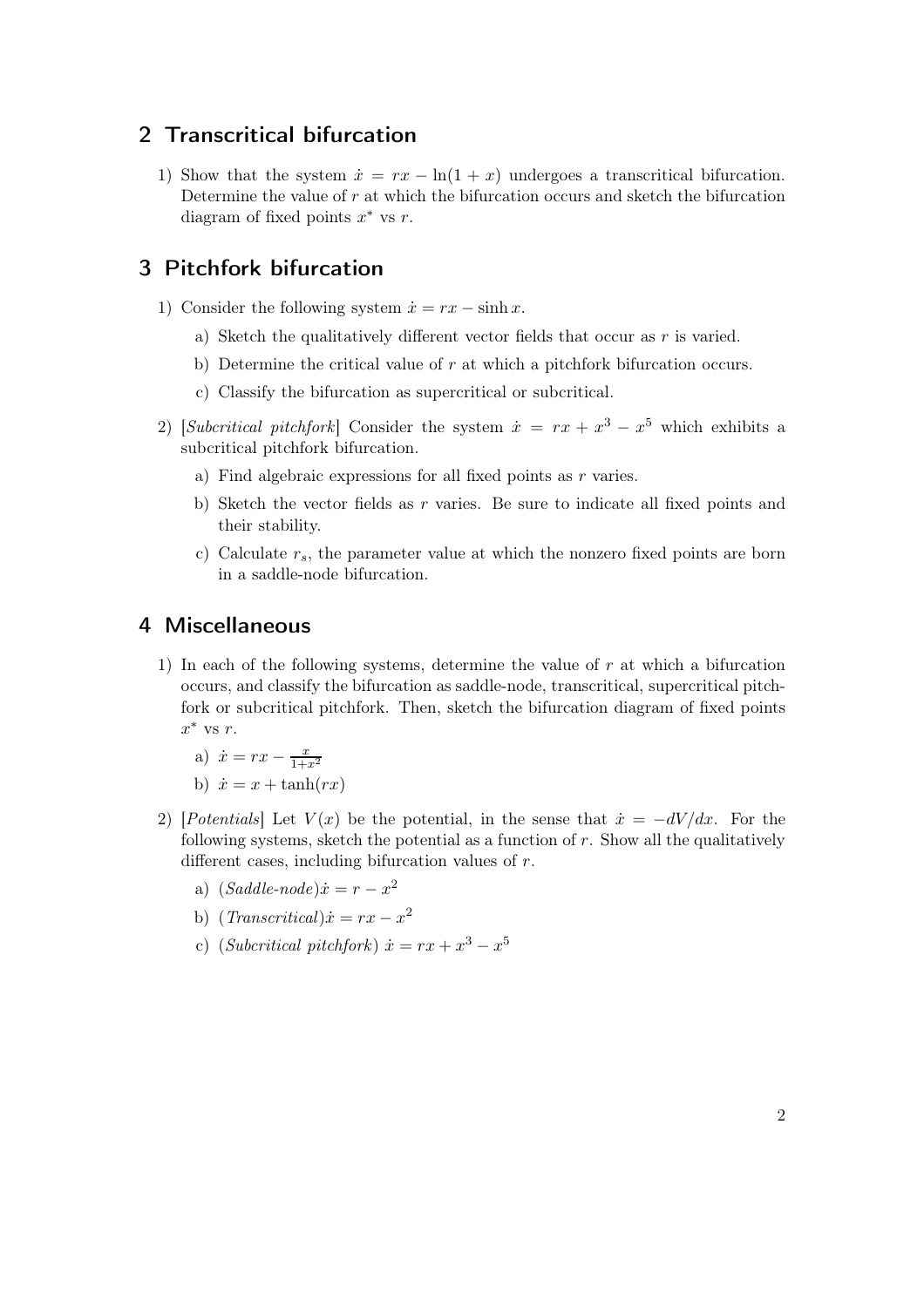## 2 Transcritical bifurcation

1) Show that the system $\dot{x} = rx - \ln(1 + x)$ undergoes a transcritical bifurcation. Determine the value of $r$ at which the bifurcation occurs and sketch the bifurcation diagram of fixed points $x^*$ vs $r$.

## 3 Pitchfork bifurcation

1) Consider the following system $\dot{x} = rx - \sinh x$.

   a) Sketch the qualitatively different vector fields that occur as $r$ is varied.

   b) Determine the critical value of $r$ at which a pitchfork bifurcation occurs.

   c) Classify the bifurcation as supercritical or subcritical.

2) [*Subcritical pitchfork*] Consider the system $\dot{x} = rx + x^3 - x^5$ which exhibits a subcritical pitchfork bifurcation.

   a) Find algebraic expressions for all fixed points as $r$ varies.

   b) Sketch the vector fields as $r$ varies. Be sure to indicate all fixed points and their stability.

   c) Calculate $r_s$, the parameter value at which the nonzero fixed points are born in a saddle-node bifurcation.

## 4 Miscellaneous

1) In each of the following systems, determine the value of $r$ at which a bifurcation occurs, and classify the bifurcation as saddle-node, transcritical, supercritical pitchfork or subcritical pitchfork. Then, sketch the bifurcation diagram of fixed points $x^*$ vs $r$.

   a) $\dot{x} = rx - \frac{x}{1+x^2}$

   b) $\dot{x} = x + \tanh(rx)$

2) [*Potentials*] Let $V(x)$ be the potential, in the sense that $\dot{x} = -dV/dx$. For the following systems, sketch the potential as a function of $r$. Show all the qualitatively different cases, including bifurcation values of $r$.

   a) (*Saddle-node*)$\dot{x} = r - x^2$

   b) (*Transcritical*)$\dot{x} = rx - x^2$

   c) (*Subcritical pitchfork*) $\dot{x} = rx + x^3 - x^5$